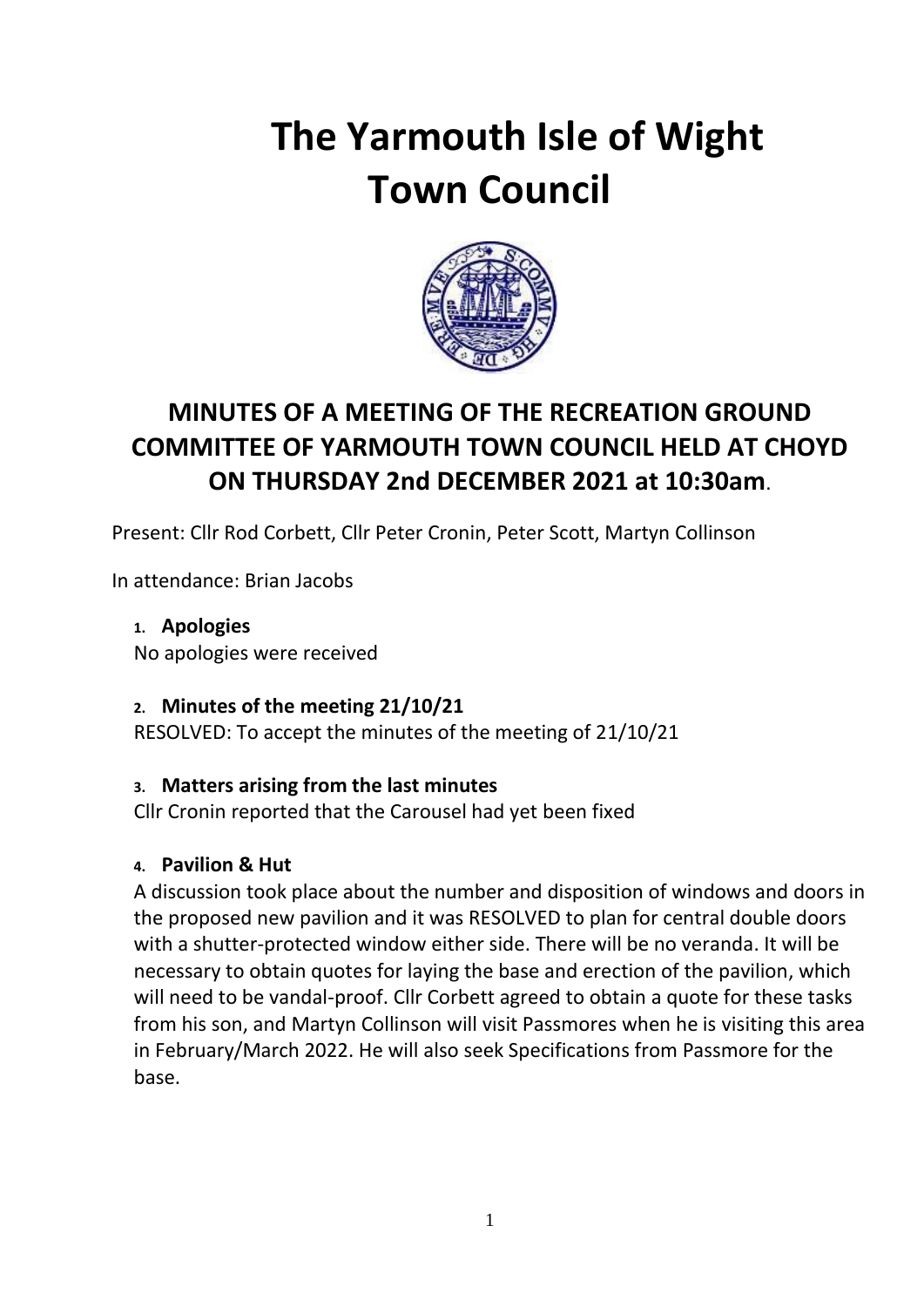# The Yarmouth Isle of Wight Town Council

## MINUTES OF A MEETING OF THE RECREATION GROUND COMMITTEE OF YARMOUTH TOWN COUNCIL HELD AT CHOYD ON THURSDAY 2nd DECEMBER 2021 at 10:30am.

Present: Cllr Rod Corbett, Cllr Peter Cronin, Peter Scott, Martyn Collinson

In attendance: Brian Jacobs

1. **Apologies**

No apologies were received

2. **Minutes of the meeting 21/10/21**

RESOLVED: To accept the minutes of the meeting of 21/10/21

3. **Matters arising from the last minutes**

Cllr Cronin reported that the Carousel had yet been fixed

4. **Pavilion & Hut**

A discussion took place about the number and disposition of windows and doors in the proposed new pavilion and it was RESOLVED to plan for central double doors with a shutter-protected window either side. There will be no veranda. It will be necessary to obtain quotes for laying the base and erection of the pavilion, which will need to be vandal-proof. Cllr Corbett agreed to obtain a quote for these tasks from his son, and Martyn Collinson will visit Passmores when he is visiting this area in February/March 2022. He will also seek Specifications from Passmore for the base.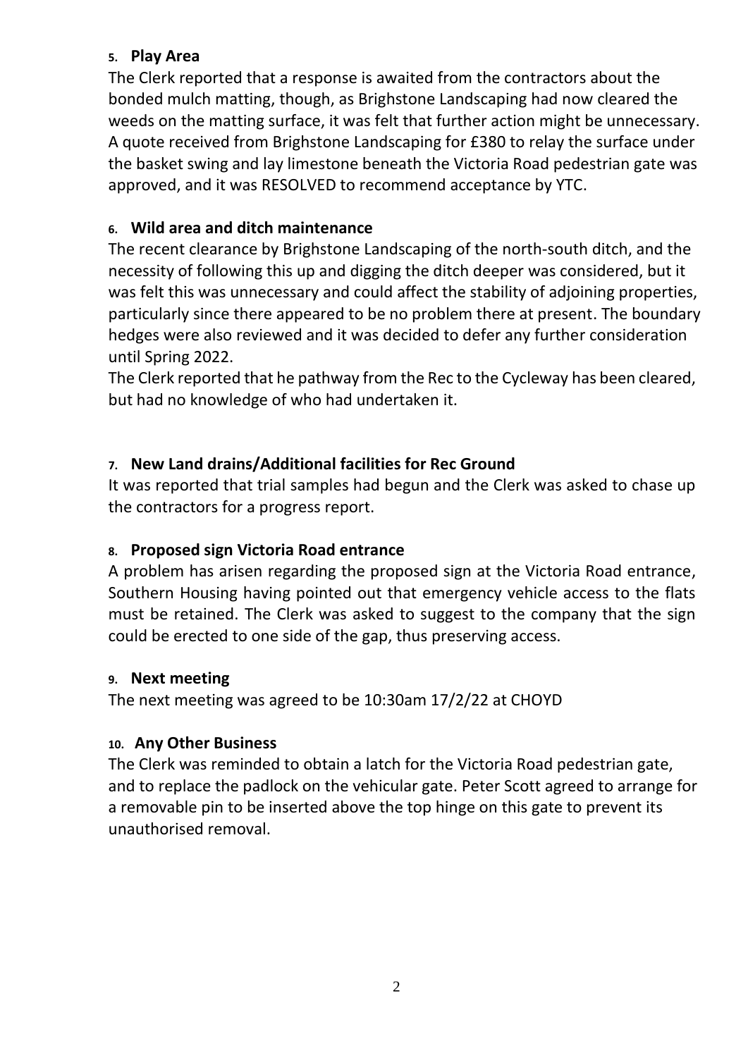## 5. Play Area

The Clerk reported that a response is awaited from the contractors about the bonded mulch matting, though, as Brighstone Landscaping had now cleared the weeds on the matting surface, it was felt that further action might be unnecessary. A quote received from Brighstone Landscaping for £380 to relay the surface under the basket swing and lay limestone beneath the Victoria Road pedestrian gate was approved, and it was RESOLVED to recommend acceptance by YTC.

## 6. Wild area and ditch maintenance

The recent clearance by Brighstone Landscaping of the north-south ditch, and the necessity of following this up and digging the ditch deeper was considered, but it was felt this was unnecessary and could affect the stability of adjoining properties, particularly since there appeared to be no problem there at present. The boundary hedges were also reviewed and it was decided to defer any further consideration until Spring 2022.

The Clerk reported that he pathway from the Rec to the Cycleway has been cleared, but had no knowledge of who had undertaken it.

## 7. New Land drains/Additional facilities for Rec Ground

It was reported that trial samples had begun and the Clerk was asked to chase up the contractors for a progress report.

## 8. Proposed sign Victoria Road entrance

A problem has arisen regarding the proposed sign at the Victoria Road entrance, Southern Housing having pointed out that emergency vehicle access to the flats must be retained. The Clerk was asked to suggest to the company that the sign could be erected to one side of the gap, thus preserving access.

## 9. Next meeting

The next meeting was agreed to be 10:30am 17/2/22 at CHOYD

## 10. Any Other Business

The Clerk was reminded to obtain a latch for the Victoria Road pedestrian gate, and to replace the padlock on the vehicular gate. Peter Scott agreed to arrange for a removable pin to be inserted above the top hinge on this gate to prevent its unauthorised removal.